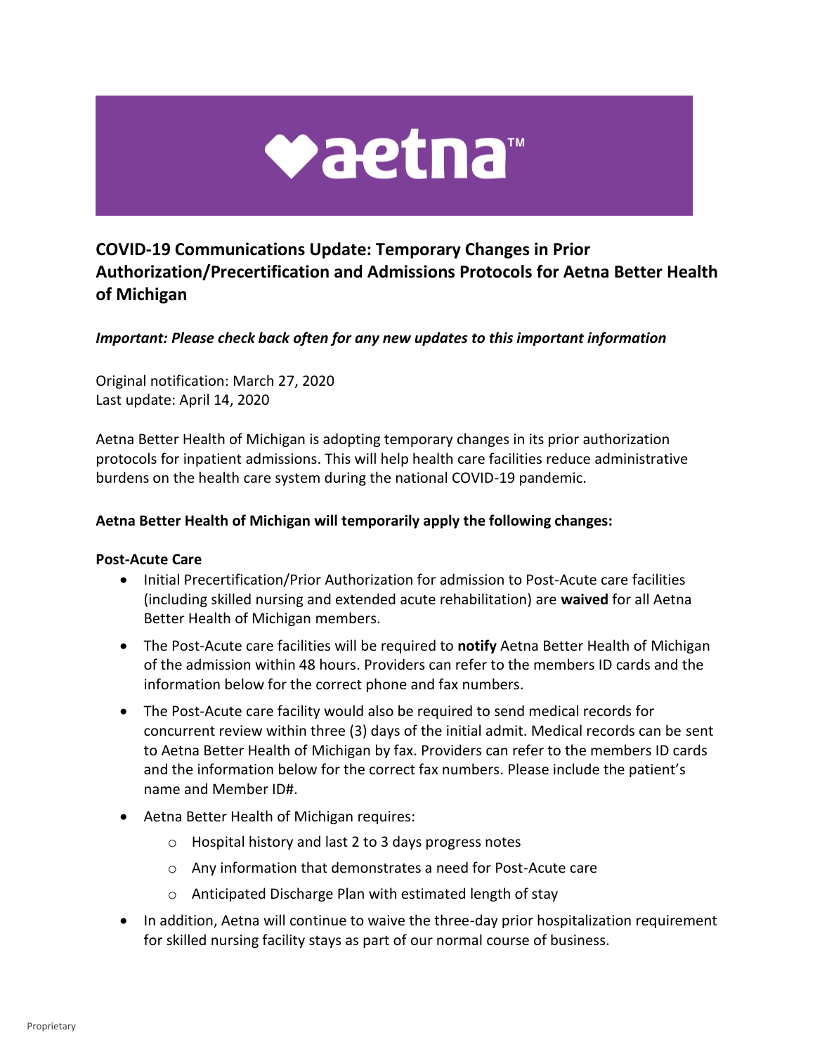## COVID-19 Communications Update: Temporary Changes in Prior Authorization/Precertification and Admissions Protocols for Aetna Better Health of Michigan

***Important: Please check back often for any new updates to this important information***

Original notification: March 27, 2020
Last update: April 14, 2020

Aetna Better Health of Michigan is adopting temporary changes in its prior authorization protocols for inpatient admissions. This will help health care facilities reduce administrative burdens on the health care system during the national COVID-19 pandemic.

**Aetna Better Health of Michigan will temporarily apply the following changes:**

**Post-Acute Care**

- Initial Precertification/Prior Authorization for admission to Post-Acute care facilities (including skilled nursing and extended acute rehabilitation) are **waived** for all Aetna Better Health of Michigan members.
- The Post-Acute care facilities will be required to **notify** Aetna Better Health of Michigan of the admission within 48 hours. Providers can refer to the members ID cards and the information below for the correct phone and fax numbers.
- The Post-Acute care facility would also be required to send medical records for concurrent review within three (3) days of the initial admit. Medical records can be sent to Aetna Better Health of Michigan by fax. Providers can refer to the members ID cards and the information below for the correct fax numbers. Please include the patient's name and Member ID#.
- Aetna Better Health of Michigan requires:
    - Hospital history and last 2 to 3 days progress notes
    - Any information that demonstrates a need for Post-Acute care
    - Anticipated Discharge Plan with estimated length of stay
- In addition, Aetna will continue to waive the three-day prior hospitalization requirement for skilled nursing facility stays as part of our normal course of business.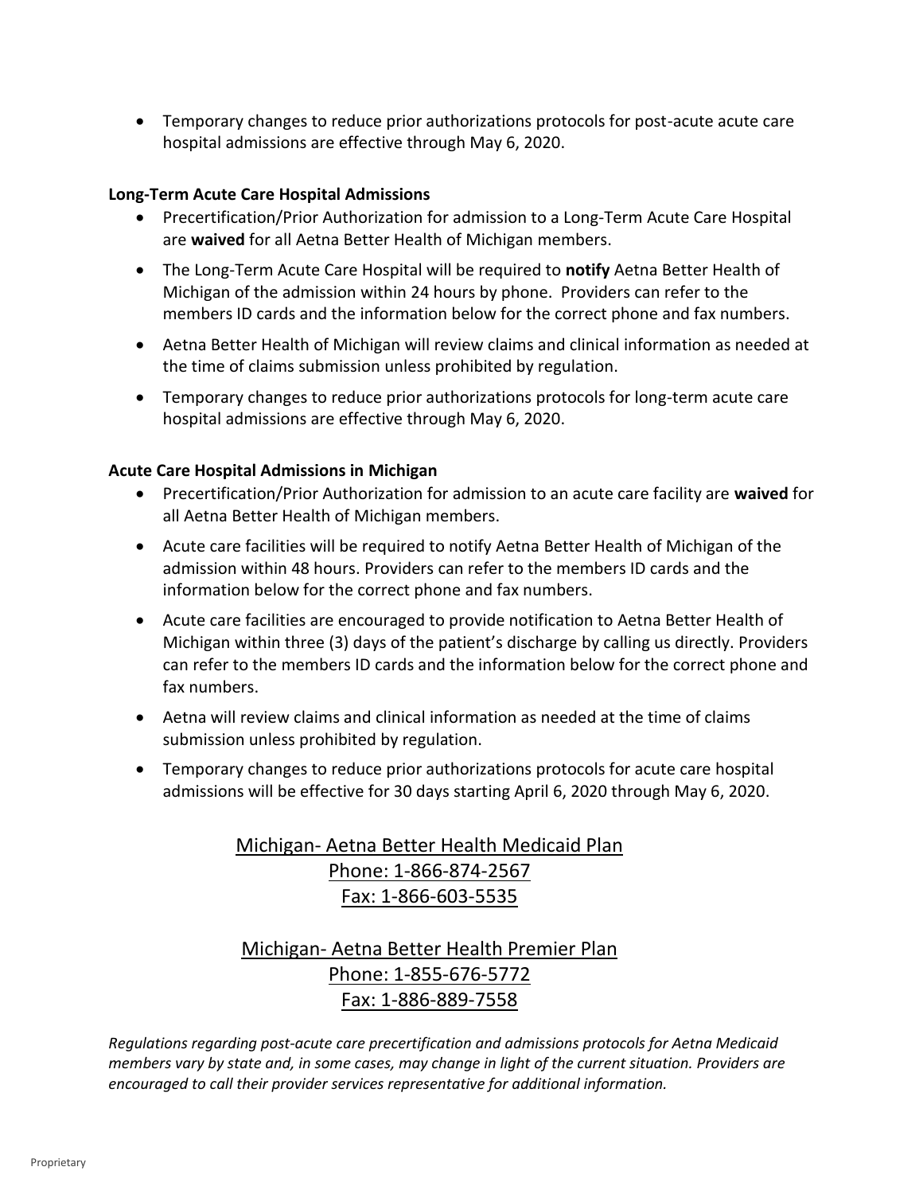- Temporary changes to reduce prior authorizations protocols for post-acute acute care hospital admissions are effective through May 6, 2020.

**Long-Term Acute Care Hospital Admissions**

- Precertification/Prior Authorization for admission to a Long-Term Acute Care Hospital are **waived** for all Aetna Better Health of Michigan members.
- The Long-Term Acute Care Hospital will be required to **notify** Aetna Better Health of Michigan of the admission within 24 hours by phone. Providers can refer to the members ID cards and the information below for the correct phone and fax numbers.
- Aetna Better Health of Michigan will review claims and clinical information as needed at the time of claims submission unless prohibited by regulation.
- Temporary changes to reduce prior authorizations protocols for long-term acute care hospital admissions are effective through May 6, 2020.

**Acute Care Hospital Admissions in Michigan**

- Precertification/Prior Authorization for admission to an acute care facility are **waived** for all Aetna Better Health of Michigan members.
- Acute care facilities will be required to notify Aetna Better Health of Michigan of the admission within 48 hours. Providers can refer to the members ID cards and the information below for the correct phone and fax numbers.
- Acute care facilities are encouraged to provide notification to Aetna Better Health of Michigan within three (3) days of the patient's discharge by calling us directly. Providers can refer to the members ID cards and the information below for the correct phone and fax numbers.
- Aetna will review claims and clinical information as needed at the time of claims submission unless prohibited by regulation.
- Temporary changes to reduce prior authorizations protocols for acute care hospital admissions will be effective for 30 days starting April 6, 2020 through May 6, 2020.

Michigan- Aetna Better Health Medicaid Plan
Phone: 1-866-874-2567
Fax: 1-866-603-5535

Michigan- Aetna Better Health Premier Plan
Phone: 1-855-676-5772
Fax: 1-886-889-7558

*Regulations regarding post-acute care precertification and admissions protocols for Aetna Medicaid members vary by state and, in some cases, may change in light of the current situation. Providers are encouraged to call their provider services representative for additional information.*

Proprietary